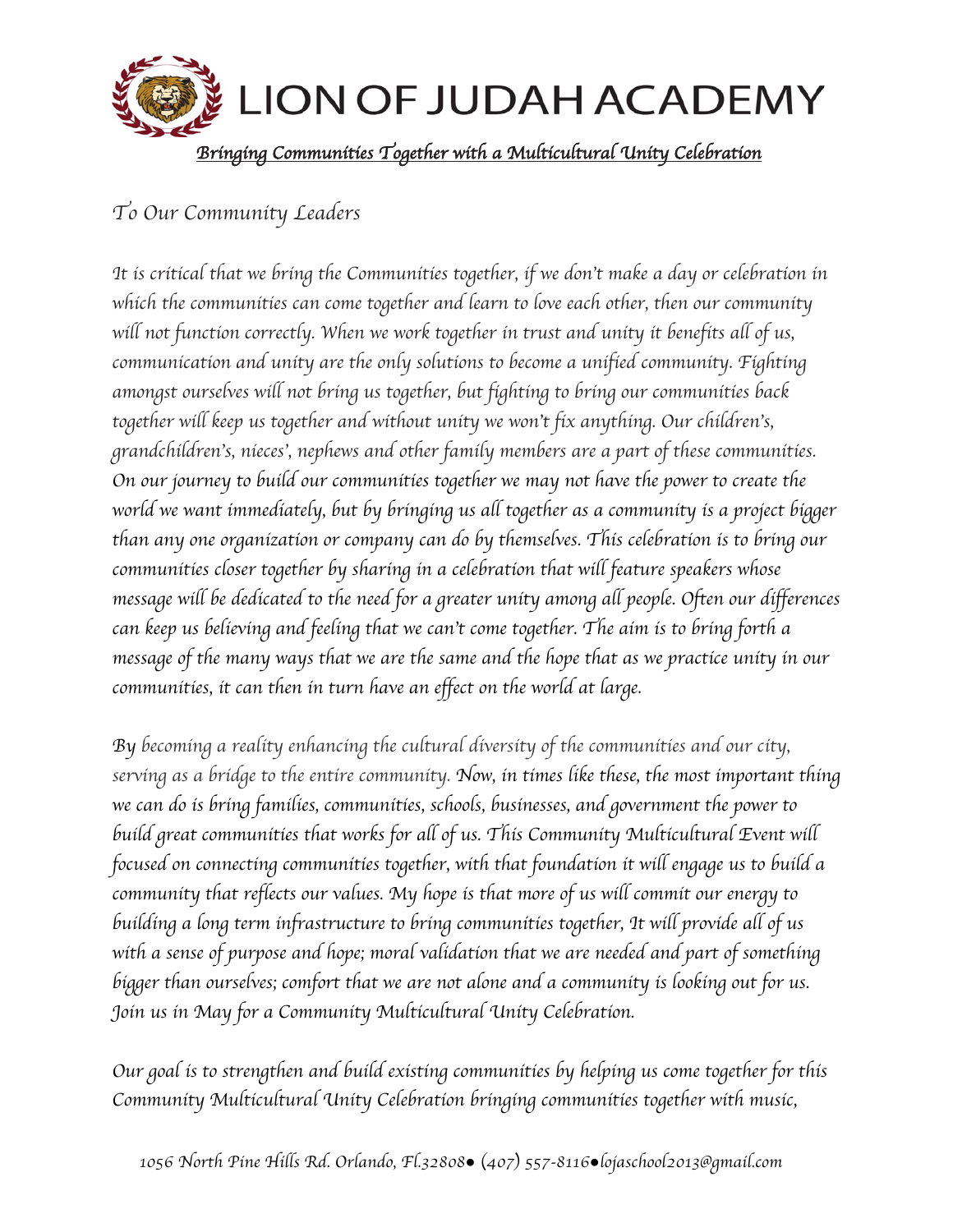# LION OF JUDAH ACADEMY

***Bringing Communities Together with a Multicultural Unity Celebration***

*To Our Community Leaders*

*It is critical that we bring the Communities together, if we don't make a day or celebration in which the communities can come together and learn to love each other, then our community will not function correctly. When we work together in trust and unity it benefits all of us, communication and unity are the only solutions to become a unified community. Fighting amongst ourselves will not bring us together, but fighting to bring our communities back together will keep us together and without unity we won't fix anything. Our children's, grandchildren's, nieces', nephews and other family members are a part of these communities. On our journey to build our communities together we may not have the power to create the world we want immediately, but by bringing us all together as a community is a project bigger than any one organization or company can do by themselves. This celebration is to bring our communities closer together by sharing in a celebration that will feature speakers whose message will be dedicated to the need for a greater unity among all people. Often our differences can keep us believing and feeling that we can't come together. The aim is to bring forth a message of the many ways that we are the same and the hope that as we practice unity in our communities, it can then in turn have an effect on the world at large.*

*By becoming a reality enhancing the cultural diversity of the communities and our city, serving as a bridge to the entire community. Now, in times like these, the most important thing we can do is bring families, communities, schools, businesses, and government the power to build great communities that works for all of us. This Community Multicultural Event will focused on connecting communities together, with that foundation it will engage us to build a community that reflects our values. My hope is that more of us will commit our energy to building a long term infrastructure to bring communities together, It will provide all of us with a sense of purpose and hope; moral validation that we are needed and part of something bigger than ourselves; comfort that we are not alone and a community is looking out for us. Join us in May for a Community Multicultural Unity Celebration.*

*Our goal is to strengthen and build existing communities by helping us come together for this Community Multicultural Unity Celebration bringing communities together with music,*

*1056 North Pine Hills Rd. Orlando, Fl.32808● (407) 557-8116●lojaschool2013@gmail.com*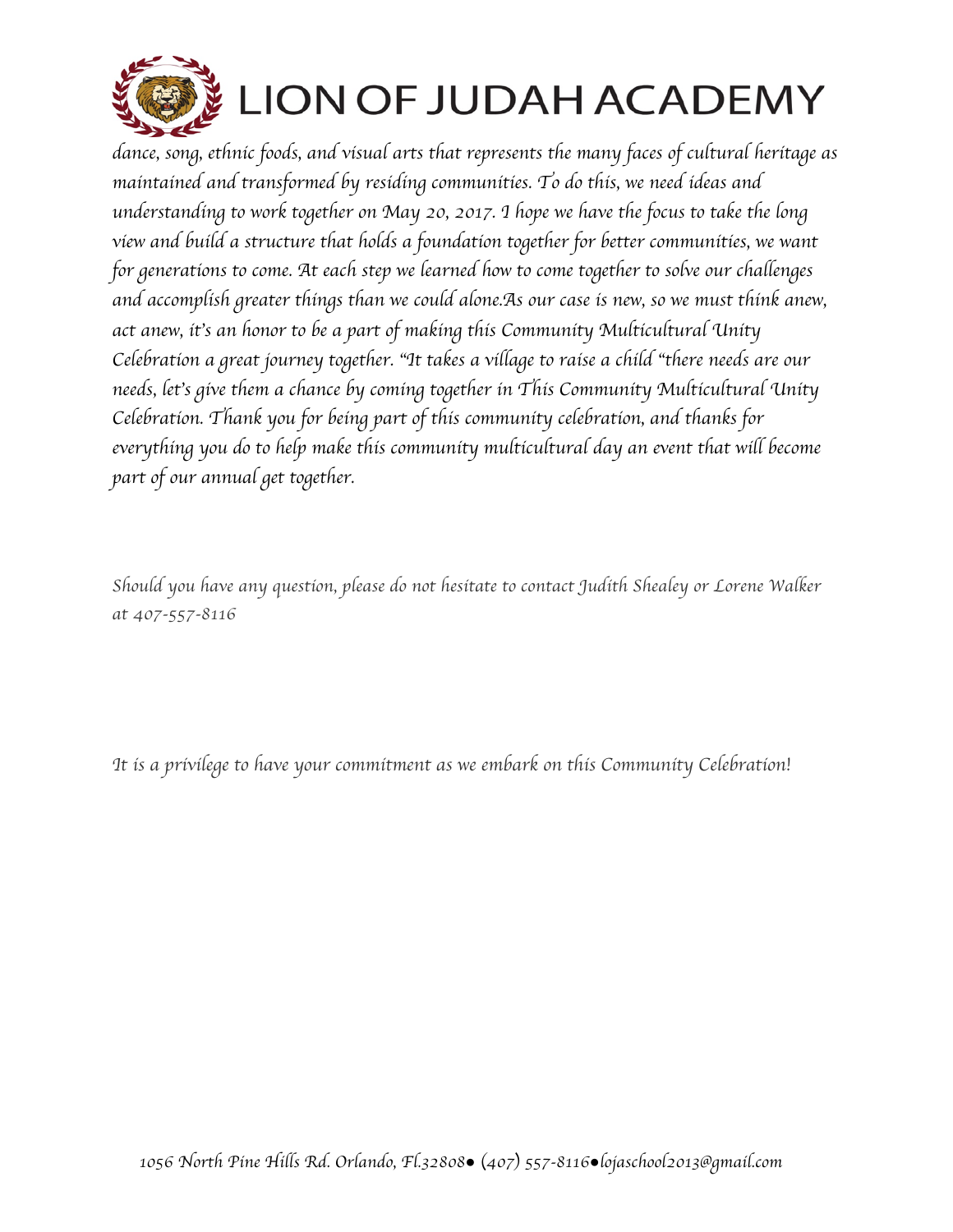# LION OF JUDAH ACADEMY

*dance, song, ethnic foods, and visual arts that represents the many faces of cultural heritage as maintained and transformed by residing communities. To do this, we need ideas and understanding to work together on May 20, 2017. I hope we have the focus to take the long view and build a structure that holds a foundation together for better communities, we want for generations to come. At each step we learned how to come together to solve our challenges and accomplish greater things than we could alone.As our case is new, so we must think anew, act anew, it's an honor to be a part of making this Community Multicultural Unity Celebration a great journey together. "It takes a village to raise a child "there needs are our needs, let's give them a chance by coming together in This Community Multicultural Unity Celebration. Thank you for being part of this community celebration, and thanks for everything you do to help make this community multicultural day an event that will become part of our annual get together.*

*Should you have any question, please do not hesitate to contact Judith Shealey or Lorene Walker at 407-557-8116*

*It is a privilege to have your commitment as we embark on this Community Celebration!*

*1056 North Pine Hills Rd. Orlando, Fl.32808● (407) 557-8116●lojaschool2013@gmail.com*